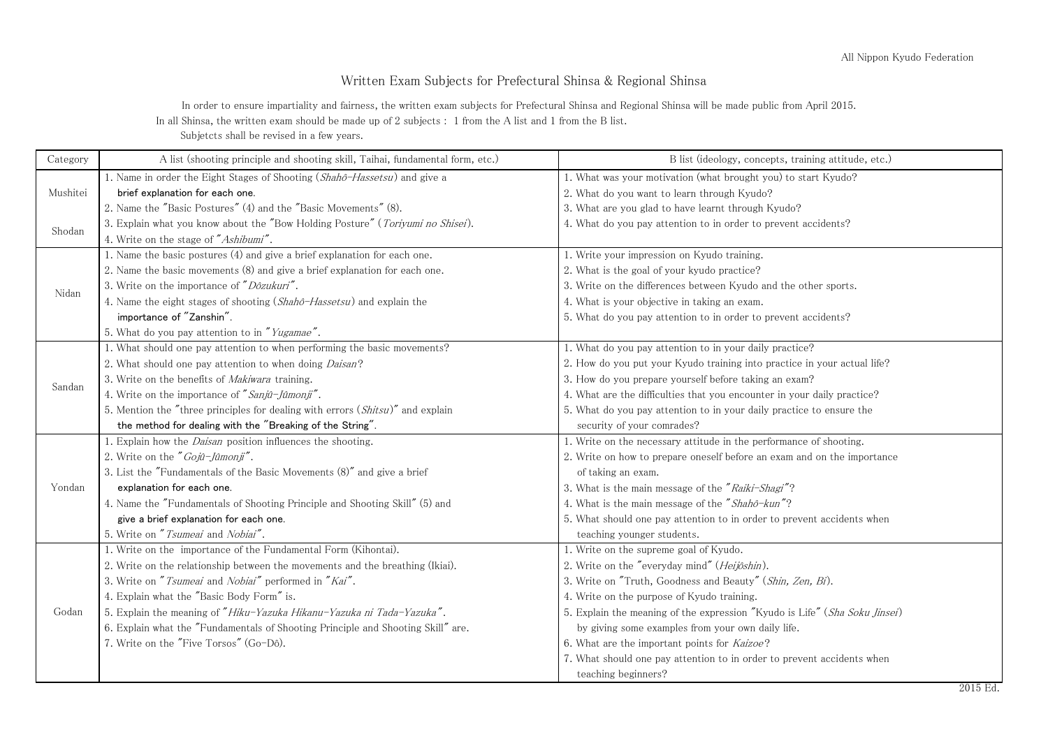All Nippon Kyudo Federation

# Written Exam Subjects for Prefectural Shinsa & Regional Shinsa

In order to ensure impartiality and fairness, the written exam subjects for Prefectural Shinsa and Regional Shinsa will be made public from April 2015.
In all Shinsa, the written exam should be made up of 2 subjects : 1 from the A list and 1 from the B list.
Subjetcts shall be revised in a few years.

| Category | A list (shooting principle and shooting skill, Taihai, fundamental form, etc.) | B list (ideology, concepts, training attitude, etc.) |
|---|---|---|
| Mushitei<br><br>Shodan | 1. Name in order the Eight Stages of Shooting (*Shahô-Hassetsu*) and give a brief explanation for each one.<br>2. Name the "Basic Postures" (4) and the "Basic Movements" (8).<br>3. Explain what you know about the "Bow Holding Posture" (*Toriyumi no Shisei*).<br>4. Write on the stage of "*Ashibumi*". | 1. What was your motivation (what brought you) to start Kyudo?<br>2. What do you want to learn through Kyudo?<br>3. What are you glad to have learnt through Kyudo?<br>4. What do you pay attention to in order to prevent accidents? |
| Nidan | 1. Name the basic postures (4) and give a brief explanation for each one.<br>2. Name the basic movements (8) and give a brief explanation for each one.<br>3. Write on the importance of "*Dôzukuri*".<br>4. Name the eight stages of shooting (*Shahô-Hassetsu*) and explain the importance of "Zanshin".<br>5. What do you pay attention to in "*Yugamae*". | 1. Write your impression on Kyudo training.<br>2. What is the goal of your kyudo practice?<br>3. Write on the differences between Kyudo and the other sports.<br>4. What is your objective in taking an exam.<br>5. What do you pay attention to in order to prevent accidents? |
| Sandan | 1. What should one pay attention to when performing the basic movements?<br>2. What should one pay attention to when doing *Daisan*?<br>3. Write on the benefits of *Makiwara* training.<br>4. Write on the importance of "*Sanjû-Jûmonji*".<br>5. Mention the "three principles for dealing with errors (*Shitsu*)" and explain the method for dealing with the "Breaking of the String". | 1. What do you pay attention to in your daily practice?<br>2. How do you put your Kyudo training into practice in your actual life?<br>3. How do you prepare yourself before taking an exam?<br>4. What are the difficulties that you encounter in your daily practice?<br>5. What do you pay attention to in your daily practice to ensure the security of your comrades? |
| Yondan | 1. Explain how the *Daisan* position influences the shooting.<br>2. Write on the "*Gojû-Jûmonji*".<br>3. List the "Fundamentals of the Basic Movements (8)" and give a brief explanation for each one.<br>4. Name the "Fundamentals of Shooting Principle and Shooting Skill" (5) and give a brief explanation for each one.<br>5. Write on "*Tsumeai* and *Nobiai*". | 1. Write on the necessary attitude in the performance of shooting.<br>2. Write on how to prepare oneself before an exam and on the importance of taking an exam.<br>3. What is the main message of the "*Raiki-Shagi*"?<br>4. What is the main message of the "*Shahô-kun*"?<br>5. What should one pay attention to in order to prevent accidents when teaching younger students. |
| Godan | 1. Write on the importance of the Fundamental Form (Kihontai).<br>2. Write on the relationship between the movements and the breathing (Ikiai).<br>3. Write on "*Tsumeai* and *Nobiai*" performed in "*Kai*".<br>4. Explain what the "Basic Body Form" is.<br>5. Explain the meaning of "*Hiku-Yazuka Hikanu-Yazuka ni Tada-Yazuka*".<br>6. Explain what the "Fundamentals of Shooting Principle and Shooting Skill" are.<br>7. Write on the "Five Torsos" (Go-Dô). | 1. Write on the supreme goal of Kyudo.<br>2. Write on the "everyday mind" (*Heijôshin*).<br>3. Write on "Truth, Goodness and Beauty" (*Shin, Zen, Bi*).<br>4. Write on the purpose of Kyudo training.<br>5. Explain the meaning of the expression "Kyudo is Life" (*Sha Soku Jinsei*) by giving some examples from your own daily life.<br>6. What are the important points for *Kaizoe*?<br>7. What should one pay attention to in order to prevent accidents when teaching beginners? |

2015 Ed.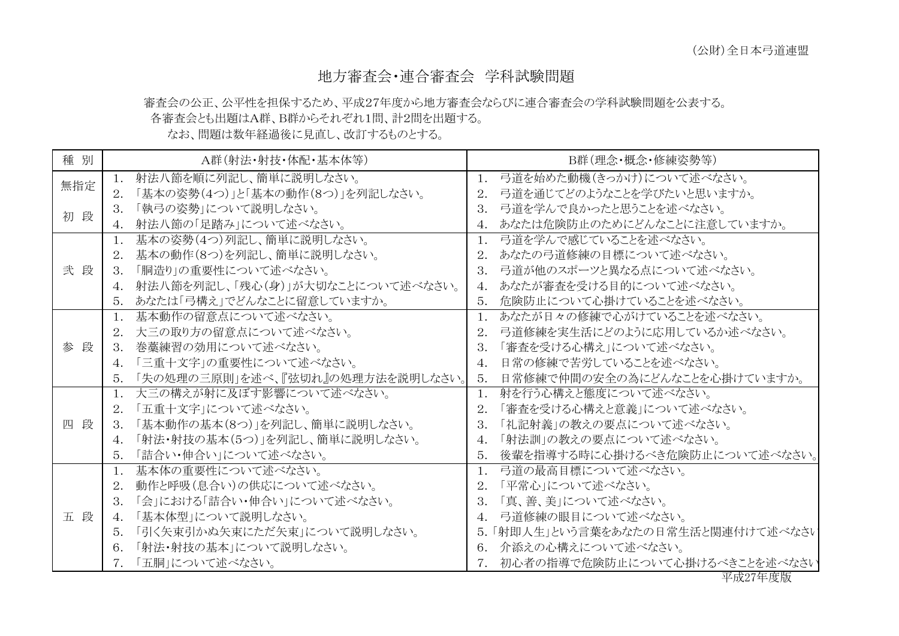（公財）全日本弓道連盟

# 地方審査会・連合審査会　学科試験問題

審査会の公正、公平性を担保するため、平成27年度から地方審査会ならびに連合審査会の学科試験問題を公表する。
各審査会とも出題はA群、B群からそれぞれ1問、計2問を出題する。
なお、問題は数年経過後に見直し、改訂するものとする。

| 種　別 | A群（射法・射技・体配・基本体等） | B群（理念・概念・修練姿勢等） |
|---|---|---|
| 無指定<br>初　段 | 1.　射法八節を順に列記し、簡単に説明しなさい。<br>2.　「基本の姿勢（4つ）」と「基本の動作（8つ）」を列記しなさい。<br>3.　「執弓の姿勢」について説明しなさい。<br>4.　射法八節の「足踏み」について述べなさい。 | 1.　弓道を始めた動機（きっかけ）について述べなさい。<br>2.　弓道を通じてどのようなことを学びたいと思いますか。<br>3.　弓道を学んで良かったと思うことを述べなさい。<br>4.　あなたは危険防止のためにどんなことに注意していますか。 |
| 弐　段 | 1.　基本の姿勢（4つ）列記し、簡単に説明しなさい。<br>2.　基本の動作（8つ）を列記し、簡単に説明しなさい。<br>3.　「胴造り」の重要性について述べなさい。<br>4.　射法八節を列記し、「残心（身）」が大切なことについて述べなさい。<br>5.　あなたは「弓構え」でどんなことに留意していますか。 | 1.　弓道を学んで感じていることを述べなさい。<br>2.　あなたの弓道修練の目標について述べなさい。<br>3.　弓道が他のスポーツと異なる点について述べなさい。<br>4.　あなたが審査を受ける目的について述べなさい。<br>5.　危険防止について心掛けていることを述べなさい。 |
| 参　段 | 1.　基本動作の留意点について述べなさい。<br>2.　大三の取り方の留意点について述べなさい。<br>3.　巻藁練習の効用について述べなさい。<br>4.　「三重十文字」の重要性について述べなさい。<br>5.　「失の処理の三原則」を述べ、『弦切れ』の処理方法を説明しなさい。 | 1.　あなたが日々の修練で心がけていることを述べなさい。<br>2.　弓道修練を実生活にどのように応用しているか述べなさい。<br>3.　「審査を受ける心構え」について述べなさい。<br>4.　日常の修練で苦労していることを述べなさい。<br>5.　日常修練で仲間の安全の為にどんなことを心掛けていますか。 |
| 四　段 | 1.　大三の構えが射に及ぼす影響について述べなさい。<br>2.　「五重十文字」について述べなさい。<br>3.　「基本動作の基本（8つ）」を列記し、簡単に説明しなさい。<br>4.　「射法・射技の基本（5つ）」を列記し、簡単に説明しなさい。<br>5.　「詰合い・伸合い」について述べなさい。 | 1.　射を行う心構えと態度について述べなさい。<br>2.　「審査を受ける心構えと意義」について述べなさい。<br>3.　「礼記射義」の教えの要点について述べなさい。<br>4.　「射法訓」の教えの要点について述べなさい。<br>5.　後輩を指導する時に心掛けるべき危険防止について述べなさい。 |
| 五　段 | 1.　基本体の重要性について述べなさい。<br>2.　動作と呼吸（息合い）の供応について述べなさい。<br>3.　「会」における「詰合い・伸合い」について述べなさい。<br>4.　「基本体型」について説明しなさい。<br>5.　「引く矢束引かぬ矢束にただ矢束」について説明しなさい。<br>6.　「射法・射技の基本」について説明しなさい。<br>7.　「五胴」について述べなさい。 | 1.　弓道の最高目標について述べなさい。<br>2.　「平常心」について述べなさい。<br>3.　「真、善、美」について述べなさい。<br>4.　弓道修練の眼目について述べなさい。<br>5.「射即人生」という言葉をあなたの日常生活と関連付けて述べなさい<br>6.　介添えの心構えについて述べなさい。<br>7.　初心者の指導で危険防止について心掛けるべきことを述べなさい |

平成27年度版